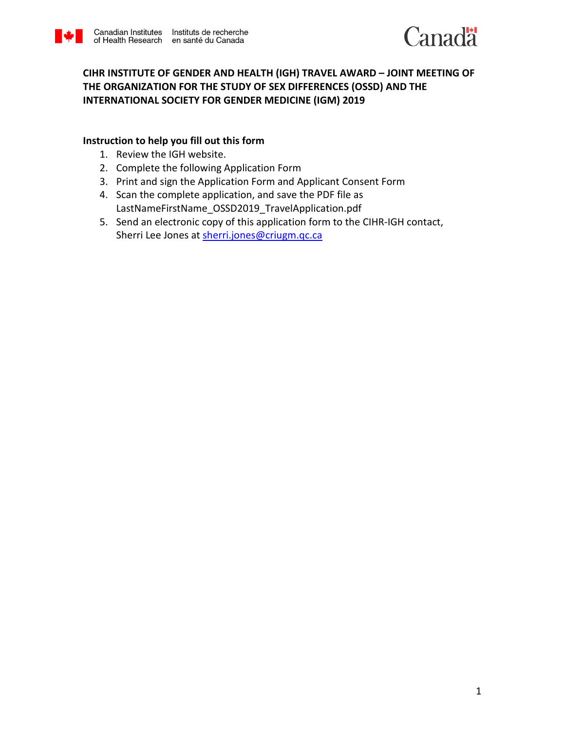**CIHR INSTITUTE OF GENDER AND HEALTH (IGH) TRAVEL AWARD – JOINT MEETING OF THE ORGANIZATION FOR THE STUDY OF SEX DIFFERENCES (OSSD) AND THE INTERNATIONAL SOCIETY FOR GENDER MEDICINE (IGM) 2019**

**Instruction to help you fill out this form**

1. Review the IGH website.
2. Complete the following Application Form
3. Print and sign the Application Form and Applicant Consent Form
4. Scan the complete application, and save the PDF file as LastNameFirstName_OSSD2019_TravelApplication.pdf
5. Send an electronic copy of this application form to the CIHR-IGH contact, Sherri Lee Jones at sherri.jones@criugm.qc.ca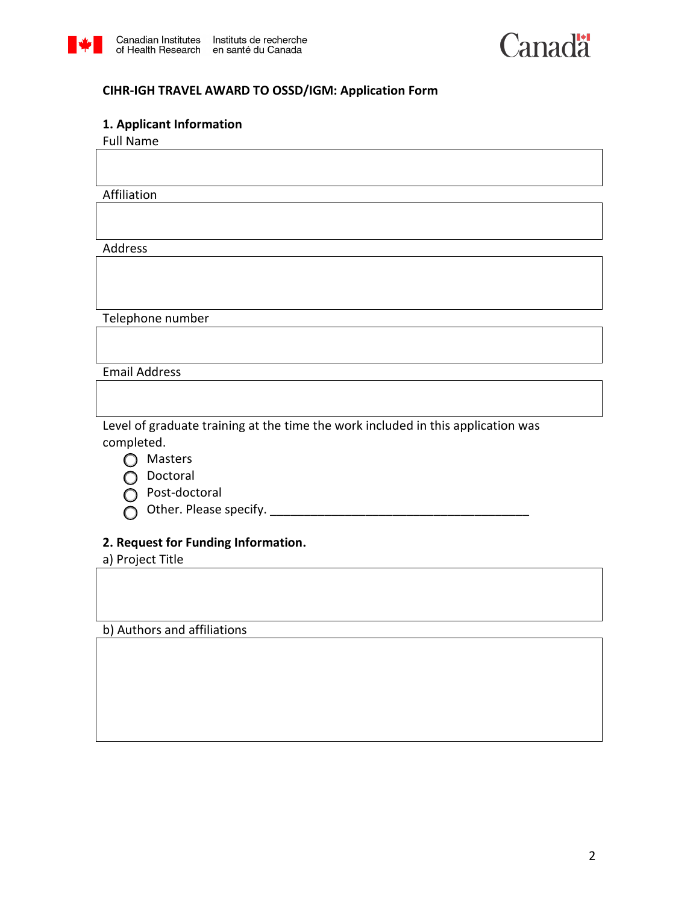Canadian Institutes of Health Research | Instituts de recherche en santé du Canada

**CIHR-IGH TRAVEL AWARD TO OSSD/IGM: Application Form**

**1. Applicant Information**

Full Name

|   |
|---|
|   |

Affiliation

|   |
|---|
|   |

Address

|   |
|---|
|   |

Telephone number

|   |
|---|
|   |

Email Address

|   |
|---|
|   |

Level of graduate training at the time the work included in this application was completed.

- ○ Masters
- ○ Doctoral
- ○ Post-doctoral
- ○ Other. Please specify. ________________________________________

**2. Request for Funding Information.**

a) Project Title

|   |
|---|
|   |

b) Authors and affiliations

|   |
|---|
|   |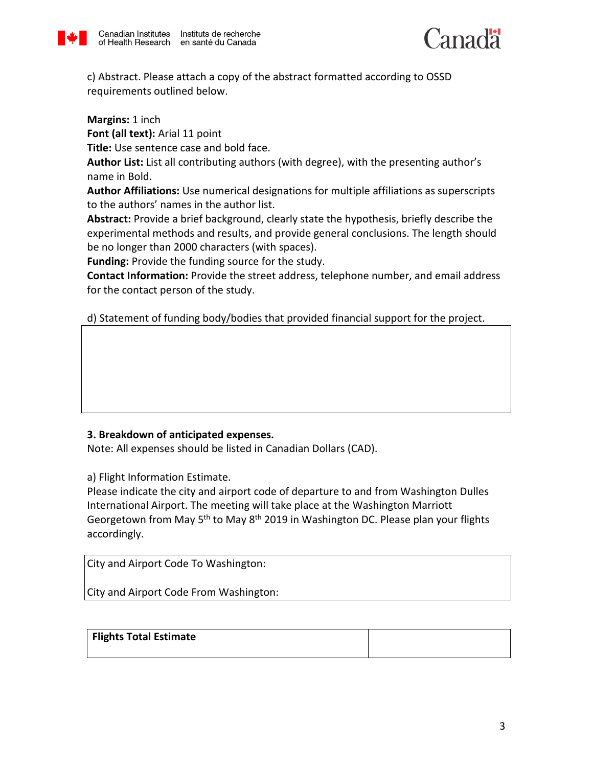c) Abstract. Please attach a copy of the abstract formatted according to OSSD requirements outlined below.

**Margins:** 1 inch
**Font (all text):** Arial 11 point
**Title:** Use sentence case and bold face.
**Author List:** List all contributing authors (with degree), with the presenting author's name in Bold.
**Author Affiliations:** Use numerical designations for multiple affiliations as superscripts to the authors' names in the author list.
**Abstract:** Provide a brief background, clearly state the hypothesis, briefly describe the experimental methods and results, and provide general conclusions. The length should be no longer than 2000 characters (with spaces).
**Funding:** Provide the funding source for the study.
**Contact Information:** Provide the street address, telephone number, and email address for the contact person of the study.

d) Statement of funding body/bodies that provided financial support for the project.

| |
|---|
| |

**3. Breakdown of anticipated expenses.**

Note: All expenses should be listed in Canadian Dollars (CAD).

a) Flight Information Estimate.

Please indicate the city and airport code of departure to and from Washington Dulles International Airport. The meeting will take place at the Washington Marriott Georgetown from May 5th to May 8th 2019 in Washington DC. Please plan your flights accordingly.

| City and Airport Code To Washington: |
|---|
| City and Airport Code From Washington: |

| **Flights Total Estimate** | |
|---|---|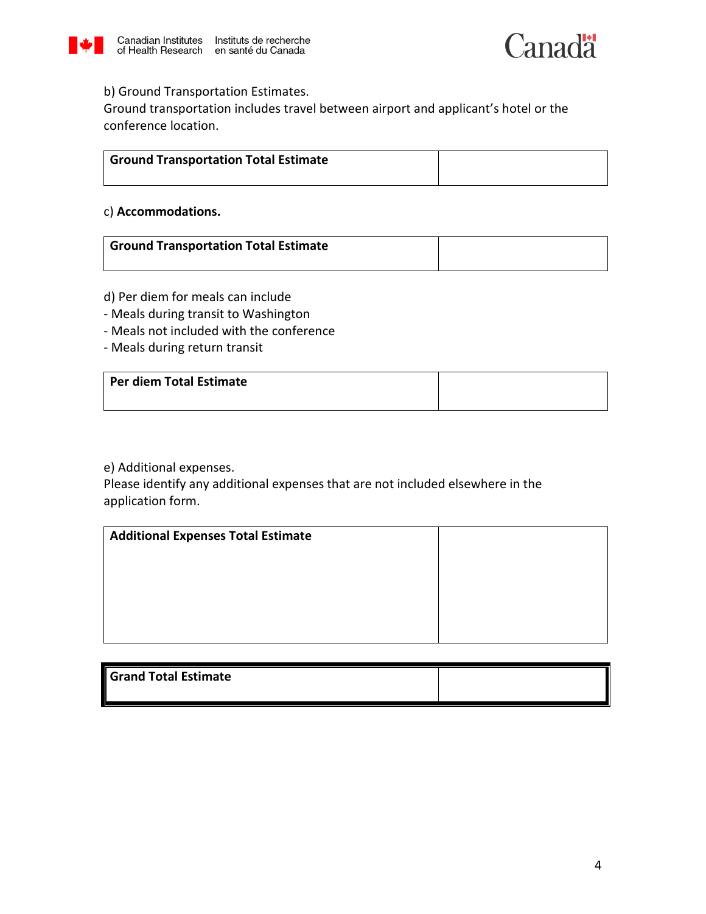b) Ground Transportation Estimates.
Ground transportation includes travel between airport and applicant's hotel or the conference location.

| **Ground Transportation Total Estimate** | |
|---|---|

c) **Accommodations.**

| **Ground Transportation Total Estimate** | |
|---|---|

d) Per diem for meals can include
- Meals during transit to Washington
- Meals not included with the conference
- Meals during return transit

| **Per diem Total Estimate** | |
|---|---|

e) Additional expenses.
Please identify any additional expenses that are not included elsewhere in the application form.

| **Additional Expenses Total Estimate** | |
|---|---|

| **Grand Total Estimate** | |
|---|---|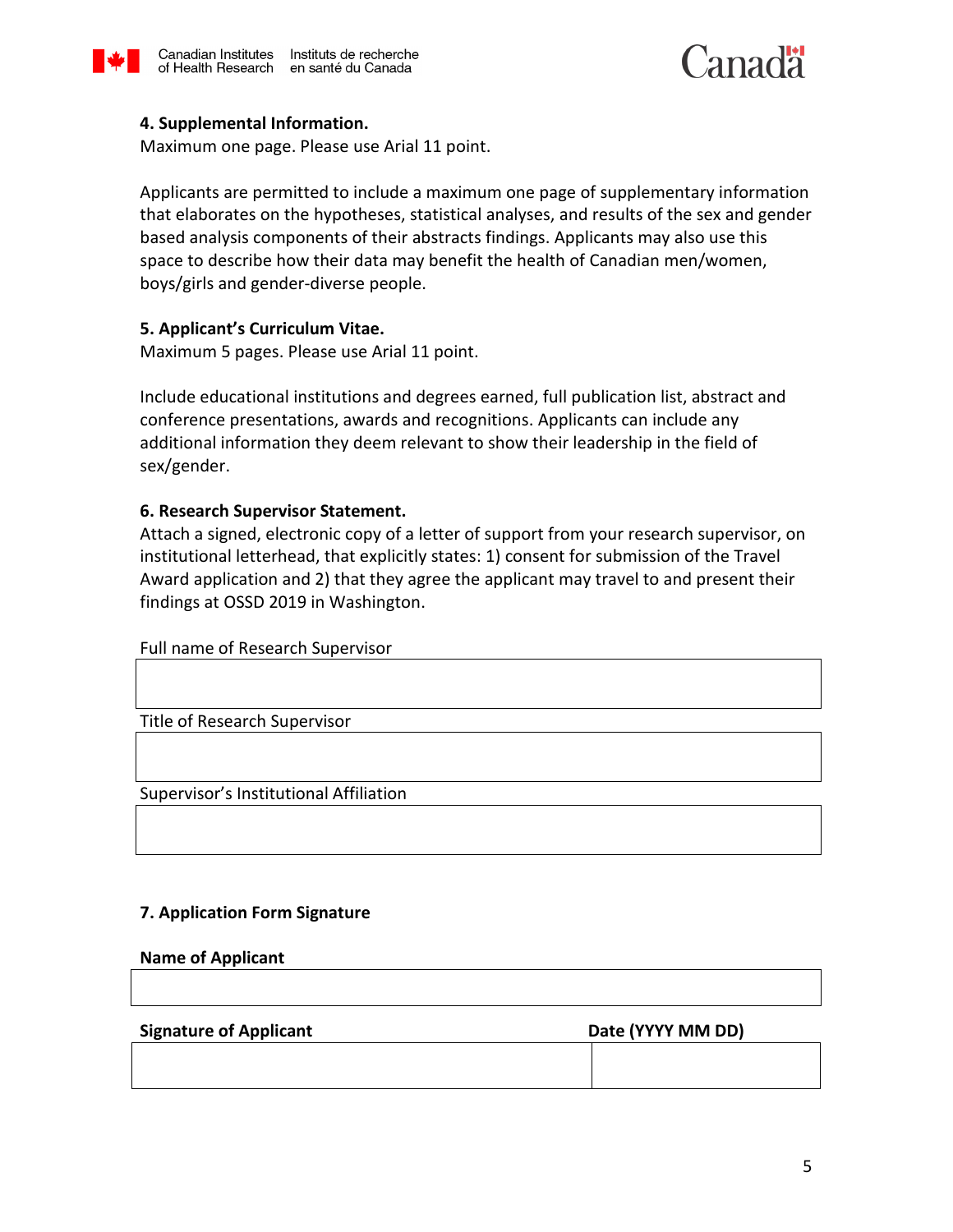**4. Supplemental Information.**
Maximum one page. Please use Arial 11 point.

Applicants are permitted to include a maximum one page of supplementary information that elaborates on the hypotheses, statistical analyses, and results of the sex and gender based analysis components of their abstracts findings. Applicants may also use this space to describe how their data may benefit the health of Canadian men/women, boys/girls and gender-diverse people.

**5. Applicant's Curriculum Vitae.**
Maximum 5 pages. Please use Arial 11 point.

Include educational institutions and degrees earned, full publication list, abstract and conference presentations, awards and recognitions. Applicants can include any additional information they deem relevant to show their leadership in the field of sex/gender.

**6. Research Supervisor Statement.**
Attach a signed, electronic copy of a letter of support from your research supervisor, on institutional letterhead, that explicitly states: 1) consent for submission of the Travel Award application and 2) that they agree the applicant may travel to and present their findings at OSSD 2019 in Washington.

Full name of Research Supervisor

| |
|---|
| |

Title of Research Supervisor

| |
|---|
| |

Supervisor's Institutional Affiliation

| |
|---|
| |

**7. Application Form Signature**

**Name of Applicant**

| |
|---|
| |

| **Signature of Applicant** | **Date (YYYY MM DD)** |
|---|---|
| | |